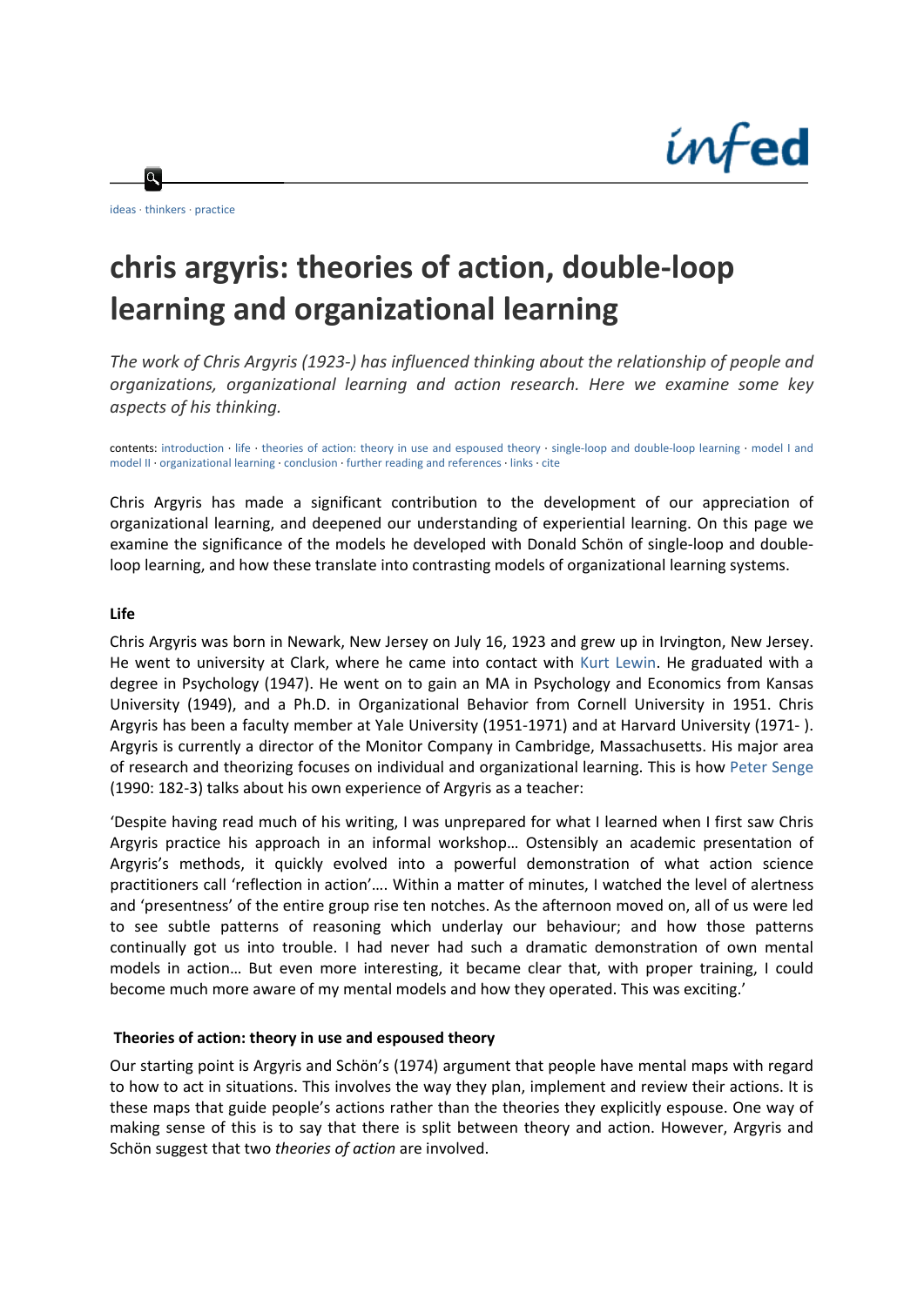infed

ideas · thinkers · practice

# chris argyris: theories of action, double-loop learning and organizational learning

*The work of Chris Argyris (1923-) has influenced thinking about the relationship of people and organizations, organizational learning and action research. Here we examine some key aspects of his thinking.*

contents: introduction · life · theories of action: theory in use and espoused theory · single-loop and double-loop learning · model I and model II · organizational learning · conclusion · further reading and references · links · cite

Chris Argyris has made a significant contribution to the development of our appreciation of organizational learning, and deepened our understanding of experiential learning. On this page we examine the significance of the models he developed with Donald Schön of single-loop and double-loop learning, and how these translate into contrasting models of organizational learning systems.

**Life**

Chris Argyris was born in Newark, New Jersey on July 16, 1923 and grew up in Irvington, New Jersey. He went to university at Clark, where he came into contact with Kurt Lewin. He graduated with a degree in Psychology (1947). He went on to gain an MA in Psychology and Economics from Kansas University (1949), and a Ph.D. in Organizational Behavior from Cornell University in 1951. Chris Argyris has been a faculty member at Yale University (1951-1971) and at Harvard University (1971- ). Argyris is currently a director of the Monitor Company in Cambridge, Massachusetts. His major area of research and theorizing focuses on individual and organizational learning. This is how Peter Senge (1990: 182-3) talks about his own experience of Argyris as a teacher:

'Despite having read much of his writing, I was unprepared for what I learned when I first saw Chris Argyris practice his approach in an informal workshop… Ostensibly an academic presentation of Argyris's methods, it quickly evolved into a powerful demonstration of what action science practitioners call 'reflection in action'…. Within a matter of minutes, I watched the level of alertness and 'presentness' of the entire group rise ten notches. As the afternoon moved on, all of us were led to see subtle patterns of reasoning which underlay our behaviour; and how those patterns continually got us into trouble. I had never had such a dramatic demonstration of own mental models in action… But even more interesting, it became clear that, with proper training, I could become much more aware of my mental models and how they operated. This was exciting.'

**Theories of action: theory in use and espoused theory**

Our starting point is Argyris and Schön's (1974) argument that people have mental maps with regard to how to act in situations. This involves the way they plan, implement and review their actions. It is these maps that guide people's actions rather than the theories they explicitly espouse. One way of making sense of this is to say that there is split between theory and action. However, Argyris and Schön suggest that two *theories of action* are involved.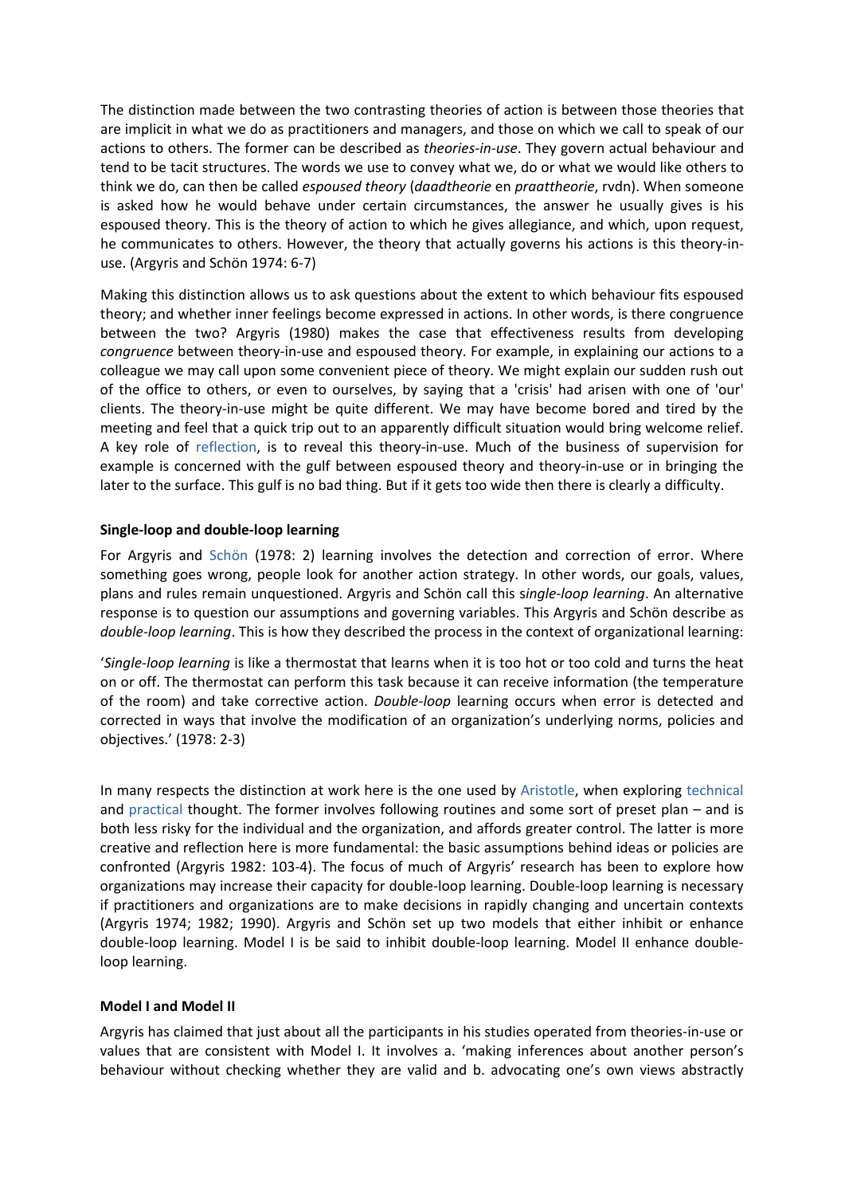The distinction made between the two contrasting theories of action is between those theories that are implicit in what we do as practitioners and managers, and those on which we call to speak of our actions to others. The former can be described as *theories-in-use*. They govern actual behaviour and tend to be tacit structures. The words we use to convey what we, do or what we would like others to think we do, can then be called *espoused theory* (*daadtheorie* en *praattheorie*, rvdn). When someone is asked how he would behave under certain circumstances, the answer he usually gives is his espoused theory. This is the theory of action to which he gives allegiance, and which, upon request, he communicates to others. However, the theory that actually governs his actions is this theory-in-use. (Argyris and Schön 1974: 6-7)

Making this distinction allows us to ask questions about the extent to which behaviour fits espoused theory; and whether inner feelings become expressed in actions. In other words, is there congruence between the two? Argyris (1980) makes the case that effectiveness results from developing *congruence* between theory-in-use and espoused theory. For example, in explaining our actions to a colleague we may call upon some convenient piece of theory. We might explain our sudden rush out of the office to others, or even to ourselves, by saying that a 'crisis' had arisen with one of 'our' clients. The theory-in-use might be quite different. We may have become bored and tired by the meeting and feel that a quick trip out to an apparently difficult situation would bring welcome relief. A key role of reflection, is to reveal this theory-in-use. Much of the business of supervision for example is concerned with the gulf between espoused theory and theory-in-use or in bringing the later to the surface. This gulf is no bad thing. But if it gets too wide then there is clearly a difficulty.

**Single-loop and double-loop learning**

For Argyris and Schön (1978: 2) learning involves the detection and correction of error. Where something goes wrong, people look for another action strategy. In other words, our goals, values, plans and rules remain unquestioned. Argyris and Schön call this s*ingle-loop learning*. An alternative response is to question our assumptions and governing variables. This Argyris and Schön describe as *double-loop learning*. This is how they described the process in the context of organizational learning:

'*Single-loop learning* is like a thermostat that learns when it is too hot or too cold and turns the heat on or off. The thermostat can perform this task because it can receive information (the temperature of the room) and take corrective action. *Double-loop* learning occurs when error is detected and corrected in ways that involve the modification of an organization's underlying norms, policies and objectives.' (1978: 2-3)

In many respects the distinction at work here is the one used by Aristotle, when exploring technical and practical thought. The former involves following routines and some sort of preset plan – and is both less risky for the individual and the organization, and affords greater control. The latter is more creative and reflection here is more fundamental: the basic assumptions behind ideas or policies are confronted (Argyris 1982: 103-4). The focus of much of Argyris' research has been to explore how organizations may increase their capacity for double-loop learning. Double-loop learning is necessary if practitioners and organizations are to make decisions in rapidly changing and uncertain contexts (Argyris 1974; 1982; 1990). Argyris and Schön set up two models that either inhibit or enhance double-loop learning. Model I is be said to inhibit double-loop learning. Model II enhance double-loop learning.

**Model I and Model II**

Argyris has claimed that just about all the participants in his studies operated from theories-in-use or values that are consistent with Model I. It involves a. 'making inferences about another person's behaviour without checking whether they are valid and b. advocating one's own views abstractly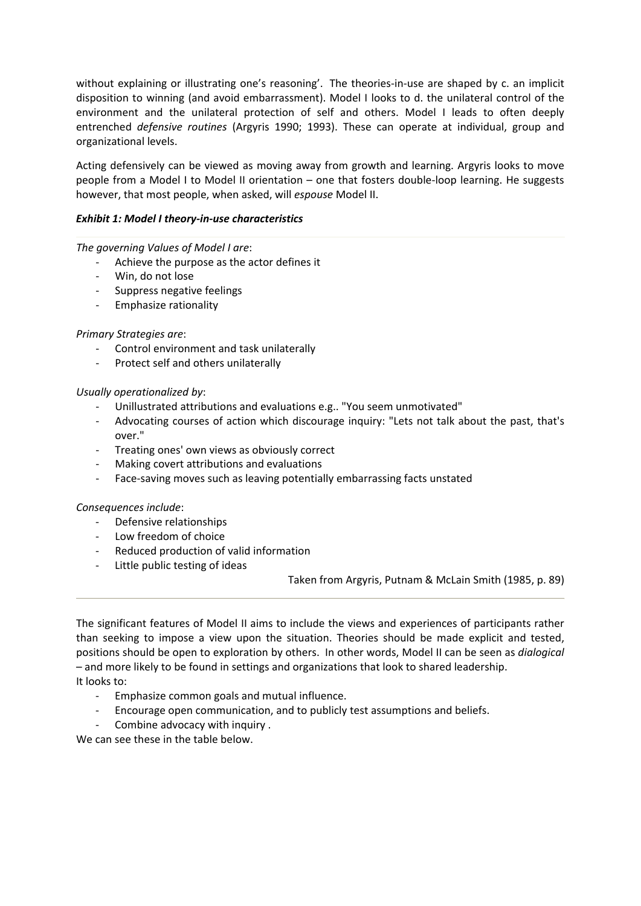without explaining or illustrating one's reasoning'. The theories-in-use are shaped by c. an implicit disposition to winning (and avoid embarrassment). Model I looks to d. the unilateral control of the environment and the unilateral protection of self and others. Model I leads to often deeply entrenched *defensive routines* (Argyris 1990; 1993). These can operate at individual, group and organizational levels.

Acting defensively can be viewed as moving away from growth and learning. Argyris looks to move people from a Model I to Model II orientation – one that fosters double-loop learning. He suggests however, that most people, when asked, will *espouse* Model II.

***Exhibit 1: Model I theory-in-use characteristics***

---

*The governing Values of Model I are*:

- Achieve the purpose as the actor defines it
- Win, do not lose
- Suppress negative feelings
- Emphasize rationality

*Primary Strategies are*:

- Control environment and task unilaterally
- Protect self and others unilaterally

*Usually operationalized by*:

- Unillustrated attributions and evaluations e.g.. "You seem unmotivated"
- Advocating courses of action which discourage inquiry: "Lets not talk about the past, that's over."
- Treating ones' own views as obviously correct
- Making covert attributions and evaluations
- Face-saving moves such as leaving potentially embarrassing facts unstated

*Consequences include*:

- Defensive relationships
- Low freedom of choice
- Reduced production of valid information
- Little public testing of ideas

Taken from Argyris, Putnam & McLain Smith (1985, p. 89)

---

The significant features of Model II aims to include the views and experiences of participants rather than seeking to impose a view upon the situation. Theories should be made explicit and tested, positions should be open to exploration by others. In other words, Model II can be seen as *dialogical* – and more likely to be found in settings and organizations that look to shared leadership.
It looks to:

- Emphasize common goals and mutual influence.
- Encourage open communication, and to publicly test assumptions and beliefs.
- Combine advocacy with inquiry .

We can see these in the table below.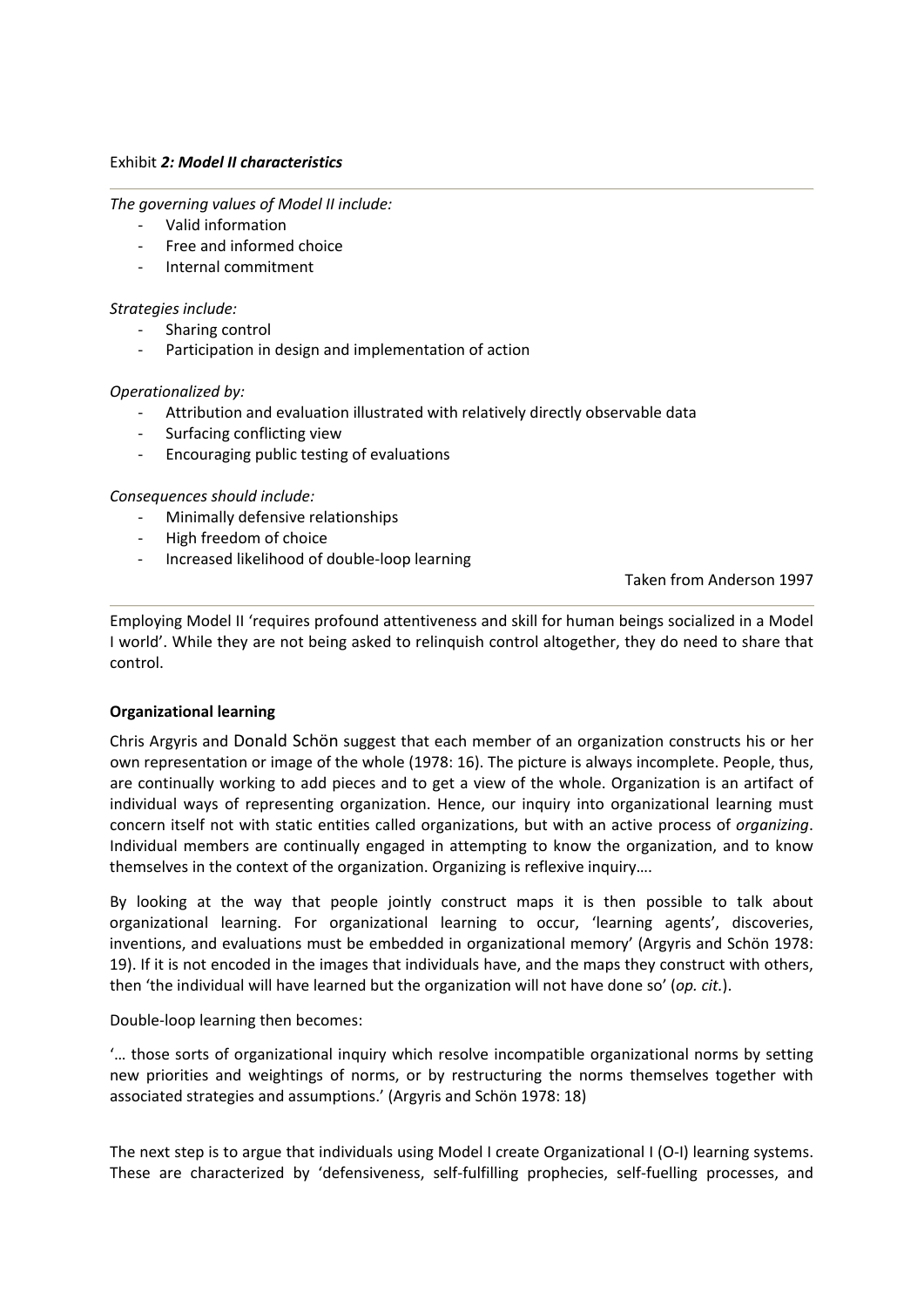Exhibit ***2: Model II characteristics***

*The governing values of Model II include:*

- Valid information
- Free and informed choice
- Internal commitment

*Strategies include:*

- Sharing control
- Participation in design and implementation of action

*Operationalized by:*

- Attribution and evaluation illustrated with relatively directly observable data
- Surfacing conflicting view
- Encouraging public testing of evaluations

*Consequences should include:*

- Minimally defensive relationships
- High freedom of choice
- Increased likelihood of double-loop learning

Taken from Anderson 1997

Employing Model II 'requires profound attentiveness and skill for human beings socialized in a Model I world'. While they are not being asked to relinquish control altogether, they do need to share that control.

**Organizational learning**

Chris Argyris and Donald Schön suggest that each member of an organization constructs his or her own representation or image of the whole (1978: 16). The picture is always incomplete. People, thus, are continually working to add pieces and to get a view of the whole. Organization is an artifact of individual ways of representing organization. Hence, our inquiry into organizational learning must concern itself not with static entities called organizations, but with an active process of *organizing*. Individual members are continually engaged in attempting to know the organization, and to know themselves in the context of the organization. Organizing is reflexive inquiry….

By looking at the way that people jointly construct maps it is then possible to talk about organizational learning. For organizational learning to occur, 'learning agents', discoveries, inventions, and evaluations must be embedded in organizational memory' (Argyris and Schön 1978: 19). If it is not encoded in the images that individuals have, and the maps they construct with others, then 'the individual will have learned but the organization will not have done so' (*op. cit.*).

Double-loop learning then becomes:

'… those sorts of organizational inquiry which resolve incompatible organizational norms by setting new priorities and weightings of norms, or by restructuring the norms themselves together with associated strategies and assumptions.' (Argyris and Schön 1978: 18)

The next step is to argue that individuals using Model I create Organizational I (O-I) learning systems. These are characterized by 'defensiveness, self-fulfilling prophecies, self-fuelling processes, and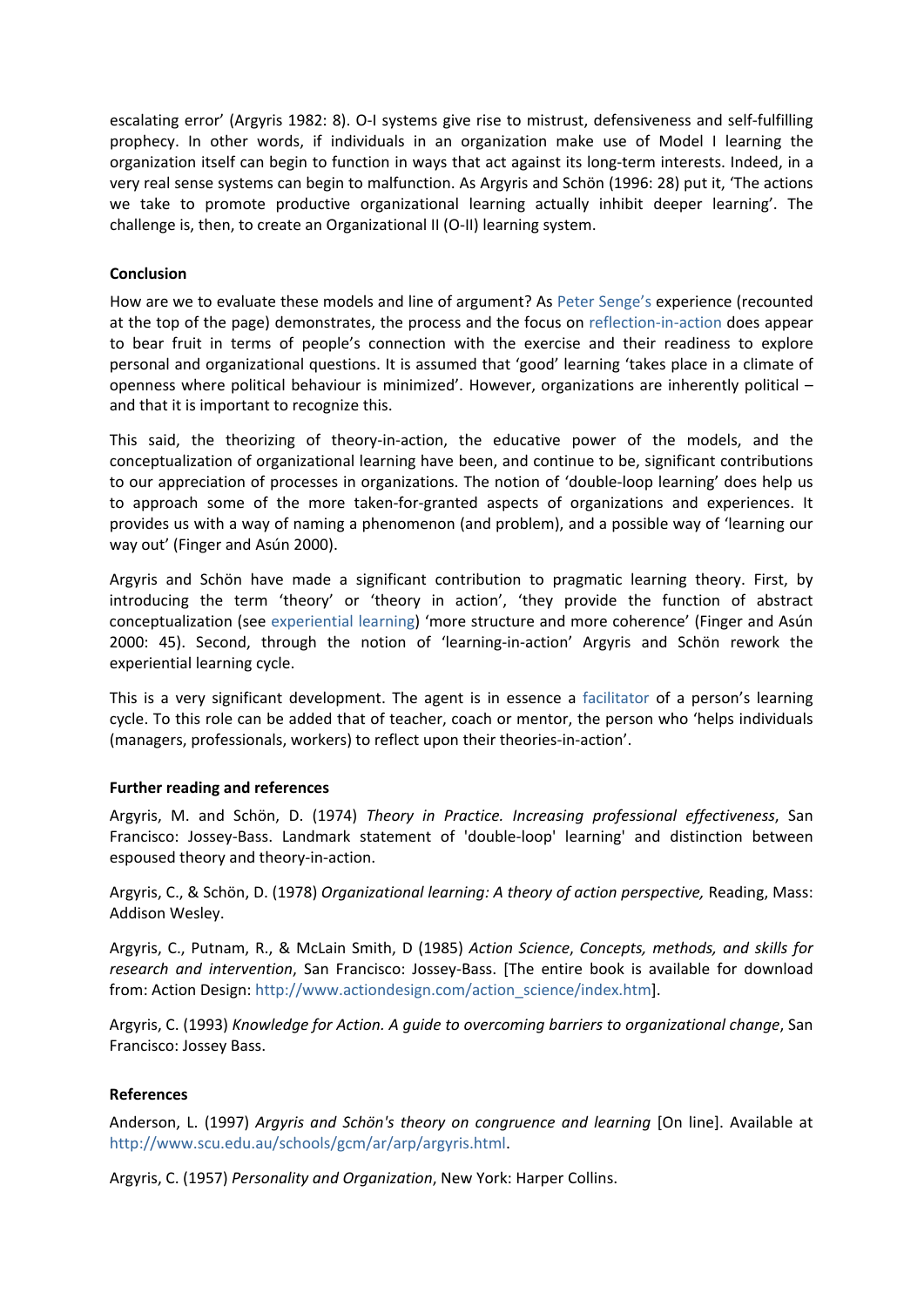escalating error' (Argyris 1982: 8). O-I systems give rise to mistrust, defensiveness and self-fulfilling prophecy. In other words, if individuals in an organization make use of Model I learning the organization itself can begin to function in ways that act against its long-term interests. Indeed, in a very real sense systems can begin to malfunction. As Argyris and Schön (1996: 28) put it, 'The actions we take to promote productive organizational learning actually inhibit deeper learning'. The challenge is, then, to create an Organizational II (O-II) learning system.

**Conclusion**

How are we to evaluate these models and line of argument? As Peter Senge's experience (recounted at the top of the page) demonstrates, the process and the focus on reflection-in-action does appear to bear fruit in terms of people's connection with the exercise and their readiness to explore personal and organizational questions. It is assumed that 'good' learning 'takes place in a climate of openness where political behaviour is minimized'. However, organizations are inherently political – and that it is important to recognize this.

This said, the theorizing of theory-in-action, the educative power of the models, and the conceptualization of organizational learning have been, and continue to be, significant contributions to our appreciation of processes in organizations. The notion of 'double-loop learning' does help us to approach some of the more taken-for-granted aspects of organizations and experiences. It provides us with a way of naming a phenomenon (and problem), and a possible way of 'learning our way out' (Finger and Asún 2000).

Argyris and Schön have made a significant contribution to pragmatic learning theory. First, by introducing the term 'theory' or 'theory in action', 'they provide the function of abstract conceptualization (see experiential learning) 'more structure and more coherence' (Finger and Asún 2000: 45). Second, through the notion of 'learning-in-action' Argyris and Schön rework the experiential learning cycle.

This is a very significant development. The agent is in essence a facilitator of a person's learning cycle. To this role can be added that of teacher, coach or mentor, the person who 'helps individuals (managers, professionals, workers) to reflect upon their theories-in-action'.

**Further reading and references**

Argyris, M. and Schön, D. (1974) *Theory in Practice. Increasing professional effectiveness*, San Francisco: Jossey-Bass. Landmark statement of 'double-loop' learning' and distinction between espoused theory and theory-in-action.

Argyris, C., & Schön, D. (1978) *Organizational learning: A theory of action perspective,* Reading, Mass: Addison Wesley.

Argyris, C., Putnam, R., & McLain Smith, D (1985) *Action Science*, *Concepts, methods, and skills for research and intervention*, San Francisco: Jossey-Bass. [The entire book is available for download from: Action Design: http://www.actiondesign.com/action_science/index.htm].

Argyris, C. (1993) *Knowledge for Action. A guide to overcoming barriers to organizational change*, San Francisco: Jossey Bass.

**References**

Anderson, L. (1997) *Argyris and Schön's theory on congruence and learning* [On line]. Available at http://www.scu.edu.au/schools/gcm/ar/arp/argyris.html.

Argyris, C. (1957) *Personality and Organization*, New York: Harper Collins.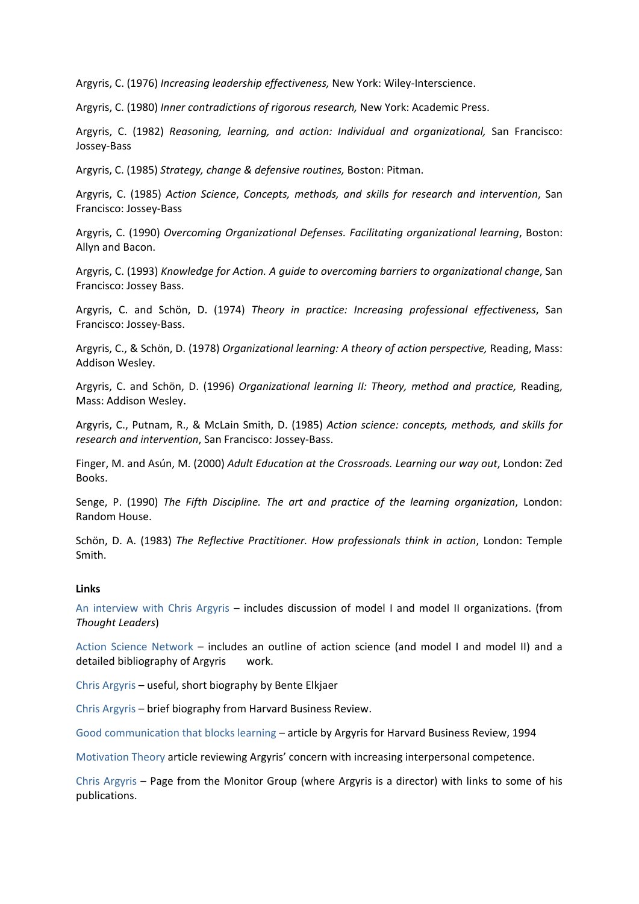Argyris, C. (1976) *Increasing leadership effectiveness,* New York: Wiley-Interscience.

Argyris, C. (1980) *Inner contradictions of rigorous research,* New York: Academic Press.

Argyris, C. (1982) *Reasoning, learning, and action: Individual and organizational,* San Francisco: Jossey-Bass

Argyris, C. (1985) *Strategy, change & defensive routines,* Boston: Pitman.

Argyris, C. (1985) *Action Science*, *Concepts, methods, and skills for research and intervention*, San Francisco: Jossey-Bass

Argyris, C. (1990) *Overcoming Organizational Defenses. Facilitating organizational learning*, Boston: Allyn and Bacon.

Argyris, C. (1993) *Knowledge for Action. A guide to overcoming barriers to organizational change*, San Francisco: Jossey Bass.

Argyris, C. and Schön, D. (1974) *Theory in practice: Increasing professional effectiveness*, San Francisco: Jossey-Bass.

Argyris, C., & Schön, D. (1978) *Organizational learning: A theory of action perspective,* Reading, Mass: Addison Wesley.

Argyris, C. and Schön, D. (1996) *Organizational learning II: Theory, method and practice,* Reading, Mass: Addison Wesley.

Argyris, C., Putnam, R., & McLain Smith, D. (1985) *Action science: concepts, methods, and skills for research and intervention*, San Francisco: Jossey-Bass.

Finger, M. and Asún, M. (2000) *Adult Education at the Crossroads. Learning our way out*, London: Zed Books.

Senge, P. (1990) *The Fifth Discipline. The art and practice of the learning organization*, London: Random House.

Schön, D. A. (1983) *The Reflective Practitioner. How professionals think in action*, London: Temple Smith.

**Links**

An interview with Chris Argyris – includes discussion of model I and model II organizations. (from *Thought Leaders*)

Action Science Network – includes an outline of action science (and model I and model II) and a detailed bibliography of Argyris work.

Chris Argyris – useful, short biography by Bente Elkjaer

Chris Argyris – brief biography from Harvard Business Review.

Good communication that blocks learning – article by Argyris for Harvard Business Review, 1994

Motivation Theory article reviewing Argyris' concern with increasing interpersonal competence.

Chris Argyris – Page from the Monitor Group (where Argyris is a director) with links to some of his publications.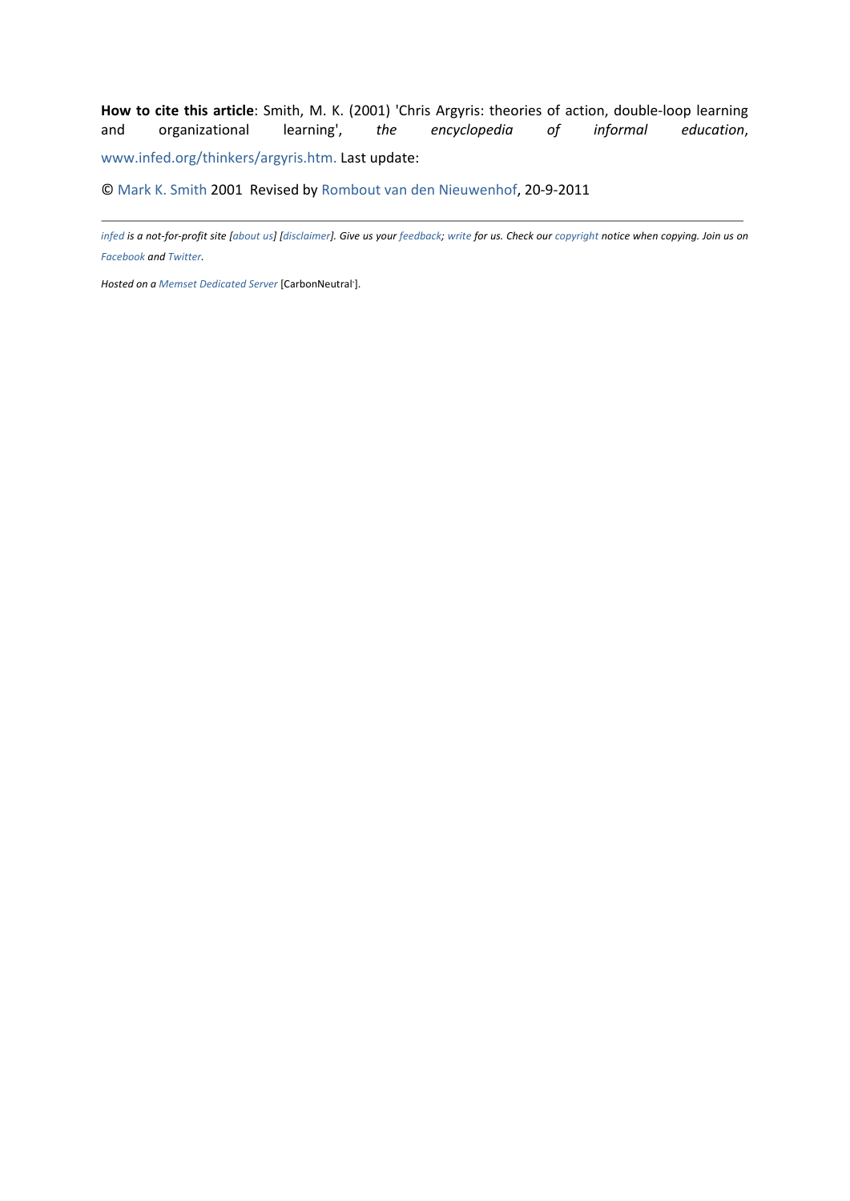**How to cite this article**: Smith, M. K. (2001) 'Chris Argyris: theories of action, double-loop learning and organizational learning', *the encyclopedia of informal education*, www.infed.org/thinkers/argyris.htm. Last update:

© Mark K. Smith 2001 Revised by Rombout van den Nieuwenhof, 20-9-2011

---

*infed is a not-for-profit site [about us] [disclaimer]. Give us your feedback; write for us. Check our copyright notice when copying. Join us on Facebook and Twitter.*

*Hosted on a Memset Dedicated Server* [CarbonNeutral].